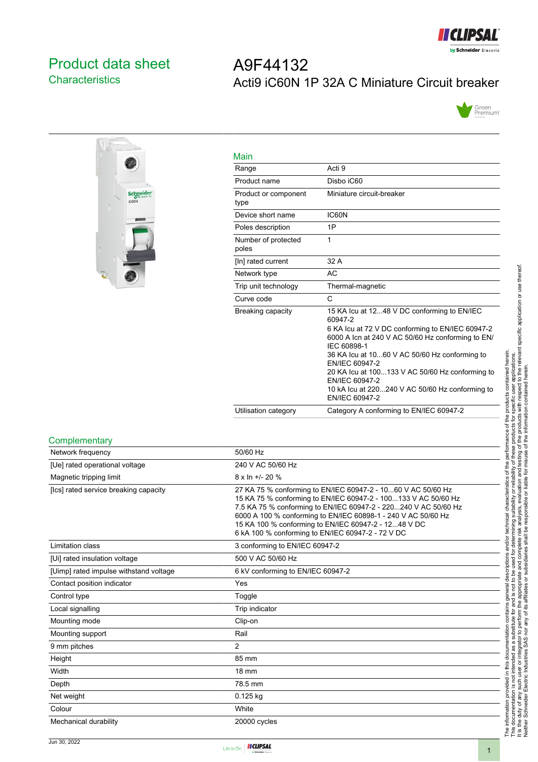# Product data sheet
## Characteristics

# A9F44132
## Acti9 iC60N 1P 32A C Miniature Circuit breaker

### Main

| | |
|---|---|
| Range | Acti 9 |
| Product name | Disbo iC60 |
| Product or component type | Miniature circuit-breaker |
| Device short name | IC60N |
| Poles description | 1P |
| Number of protected poles | 1 |
| [In] rated current | 32 A |
| Network type | AC |
| Trip unit technology | Thermal-magnetic |
| Curve code | C |
| Breaking capacity | 15 KA Icu at 12...48 V DC conforming to EN/IEC 60947-2<br>6 KA Icu at 72 V DC conforming to EN/IEC 60947-2<br>6000 A Icn at 240 V AC 50/60 Hz conforming to EN/IEC 60898-1<br>36 KA Icu at 10...60 V AC 50/60 Hz conforming to EN/IEC 60947-2<br>20 KA Icu at 100...133 V AC 50/60 Hz conforming to EN/IEC 60947-2<br>10 kA Icu at 220...240 V AC 50/60 Hz conforming to EN/IEC 60947-2 |
| Utilisation category | Category A conforming to EN/IEC 60947-2 |

### Complementary

| | |
|---|---|
| Network frequency | 50/60 Hz |
| [Ue] rated operational voltage | 240 V AC 50/60 Hz |
| Magnetic tripping limit | 8 x In +/- 20 % |
| [Ics] rated service breaking capacity | 27 KA 75 % conforming to EN/IEC 60947-2 - 10...60 V AC 50/60 Hz<br>15 KA 75 % conforming to EN/IEC 60947-2 - 100...133 V AC 50/60 Hz<br>7.5 KA 75 % conforming to EN/IEC 60947-2 - 220...240 V AC 50/60 Hz<br>6000 A 100 % conforming to EN/IEC 60898-1 - 240 V AC 50/60 Hz<br>15 KA 100 % conforming to EN/IEC 60947-2 - 12...48 V DC<br>6 kA 100 % conforming to EN/IEC 60947-2 - 72 V DC |
| Limitation class | 3 conforming to EN/IEC 60947-2 |
| [Ui] rated insulation voltage | 500 V AC 50/60 Hz |
| [Uimp] rated impulse withstand voltage | 6 kV conforming to EN/IEC 60947-2 |
| Contact position indicator | Yes |
| Control type | Toggle |
| Local signalling | Trip indicator |
| Mounting mode | Clip-on |
| Mounting support | Rail |
| 9 mm pitches | 2 |
| Height | 85 mm |
| Width | 18 mm |
| Depth | 78.5 mm |
| Net weight | 0.125 kg |
| Colour | White |
| Mechanical durability | 20000 cycles |

The information provided in this documentation contains general descriptions and/or technical characteristics of the performance of the products contained herein.
This documentation is not intended as a substitute for and is not to be used for determining suitability or reliability of these products for specific user applications.
It is the duty of any such user or integrator to perform the appropriate and complete risk analysis, evaluation and testing of the products with respect to the relevant specific application or use thereof.
Neither Schneider Electric Industries SAS nor any of its affiliates or subsidiaries shall be responsible or liable for misuse of the information contained herein.

Jun 30, 2022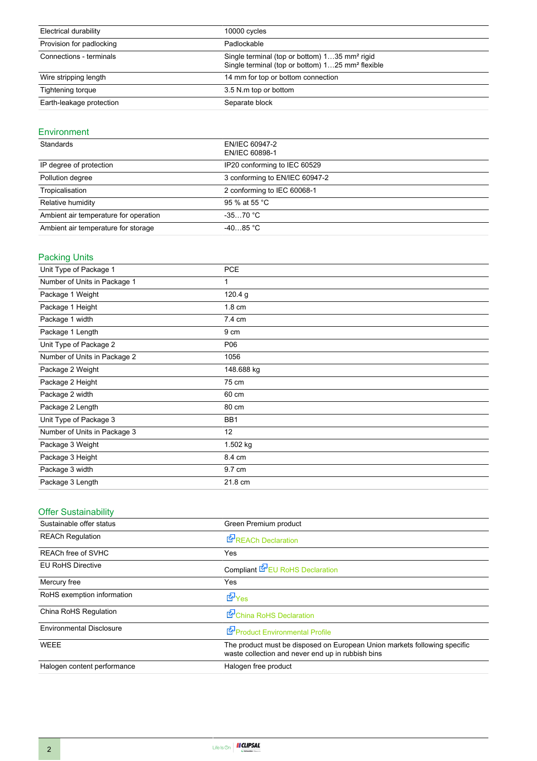| | |
|---|---|
| Electrical durability | 10000 cycles |
| Provision for padlocking | Padlockable |
| Connections - terminals | Single terminal (top or bottom) 1…35 mm² rigid<br>Single terminal (top or bottom) 1…25 mm² flexible |
| Wire stripping length | 14 mm for top or bottom connection |
| Tightening torque | 3.5 N.m top or bottom |
| Earth-leakage protection | Separate block |

## Environment

| | |
|---|---|
| Standards | EN/IEC 60947-2<br>EN/IEC 60898-1 |
| IP degree of protection | IP20 conforming to IEC 60529 |
| Pollution degree | 3 conforming to EN/IEC 60947-2 |
| Tropicalisation | 2 conforming to IEC 60068-1 |
| Relative humidity | 95 % at 55 °C |
| Ambient air temperature for operation | -35…70 °C |
| Ambient air temperature for storage | -40…85 °C |

## Packing Units

| | |
|---|---|
| Unit Type of Package 1 | PCE |
| Number of Units in Package 1 | 1 |
| Package 1 Weight | 120.4 g |
| Package 1 Height | 1.8 cm |
| Package 1 width | 7.4 cm |
| Package 1 Length | 9 cm |
| Unit Type of Package 2 | P06 |
| Number of Units in Package 2 | 1056 |
| Package 2 Weight | 148.688 kg |
| Package 2 Height | 75 cm |
| Package 2 width | 60 cm |
| Package 2 Length | 80 cm |
| Unit Type of Package 3 | BB1 |
| Number of Units in Package 3 | 12 |
| Package 3 Weight | 1.502 kg |
| Package 3 Height | 8.4 cm |
| Package 3 width | 9.7 cm |
| Package 3 Length | 21.8 cm |

## Offer Sustainability

| | |
|---|---|
| Sustainable offer status | Green Premium product |
| REACh Regulation | REACh Declaration |
| REACh free of SVHC | Yes |
| EU RoHS Directive | Compliant EU RoHS Declaration |
| Mercury free | Yes |
| RoHS exemption information | Yes |
| China RoHS Regulation | China RoHS Declaration |
| Environmental Disclosure | Product Environmental Profile |
| WEEE | The product must be disposed on European Union markets following specific waste collection and never end up in rubbish bins |
| Halogen content performance | Halogen free product |